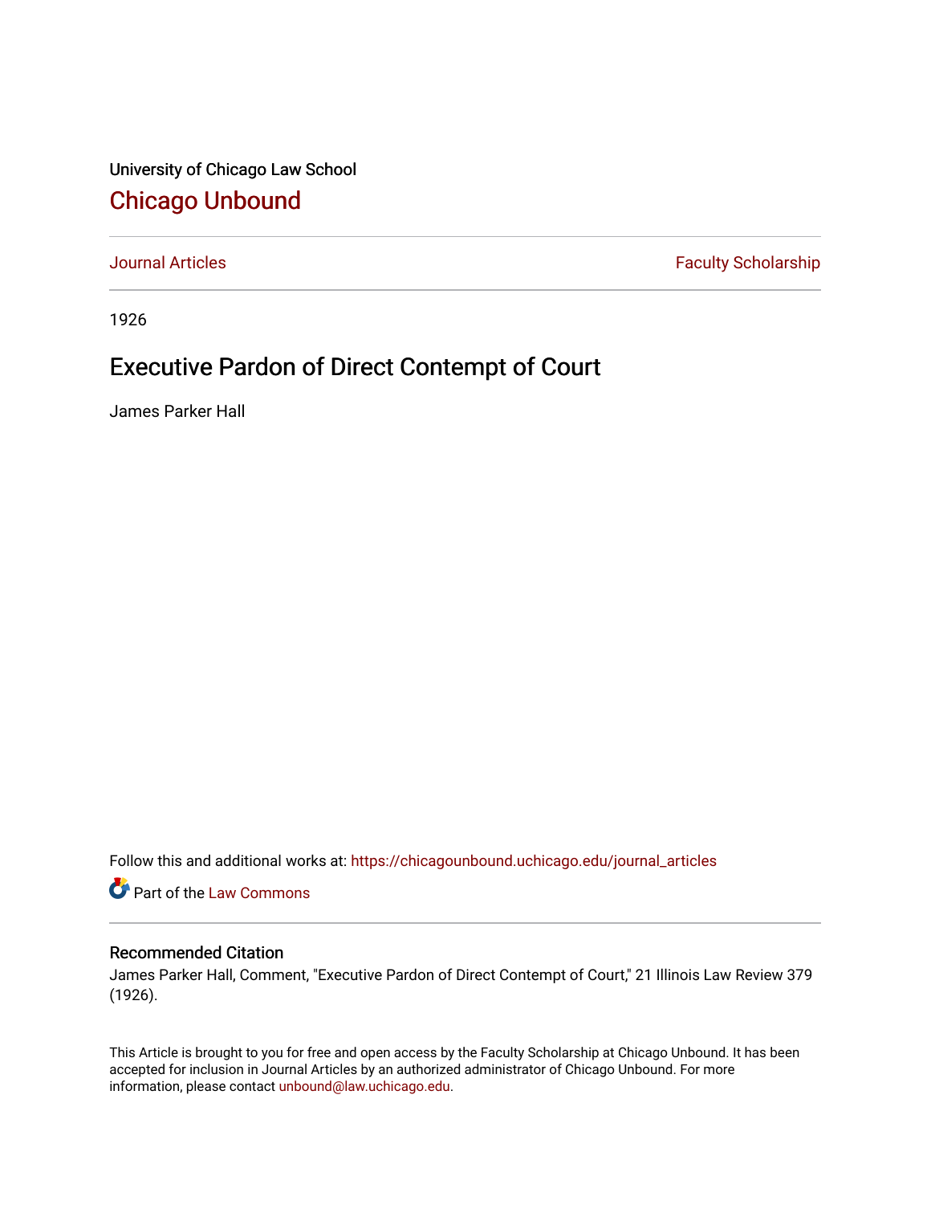University of Chicago Law School

# Chicago Unbound

Journal Articles | Faculty Scholarship

1926

## Executive Pardon of Direct Contempt of Court

James Parker Hall

Follow this and additional works at: https://chicagounbound.uchicago.edu/journal_articles

Part of the Law Commons

### Recommended Citation

James Parker Hall, Comment, "Executive Pardon of Direct Contempt of Court," 21 Illinois Law Review 379 (1926).

This Article is brought to you for free and open access by the Faculty Scholarship at Chicago Unbound. It has been accepted for inclusion in Journal Articles by an authorized administrator of Chicago Unbound. For more information, please contact unbound@law.uchicago.edu.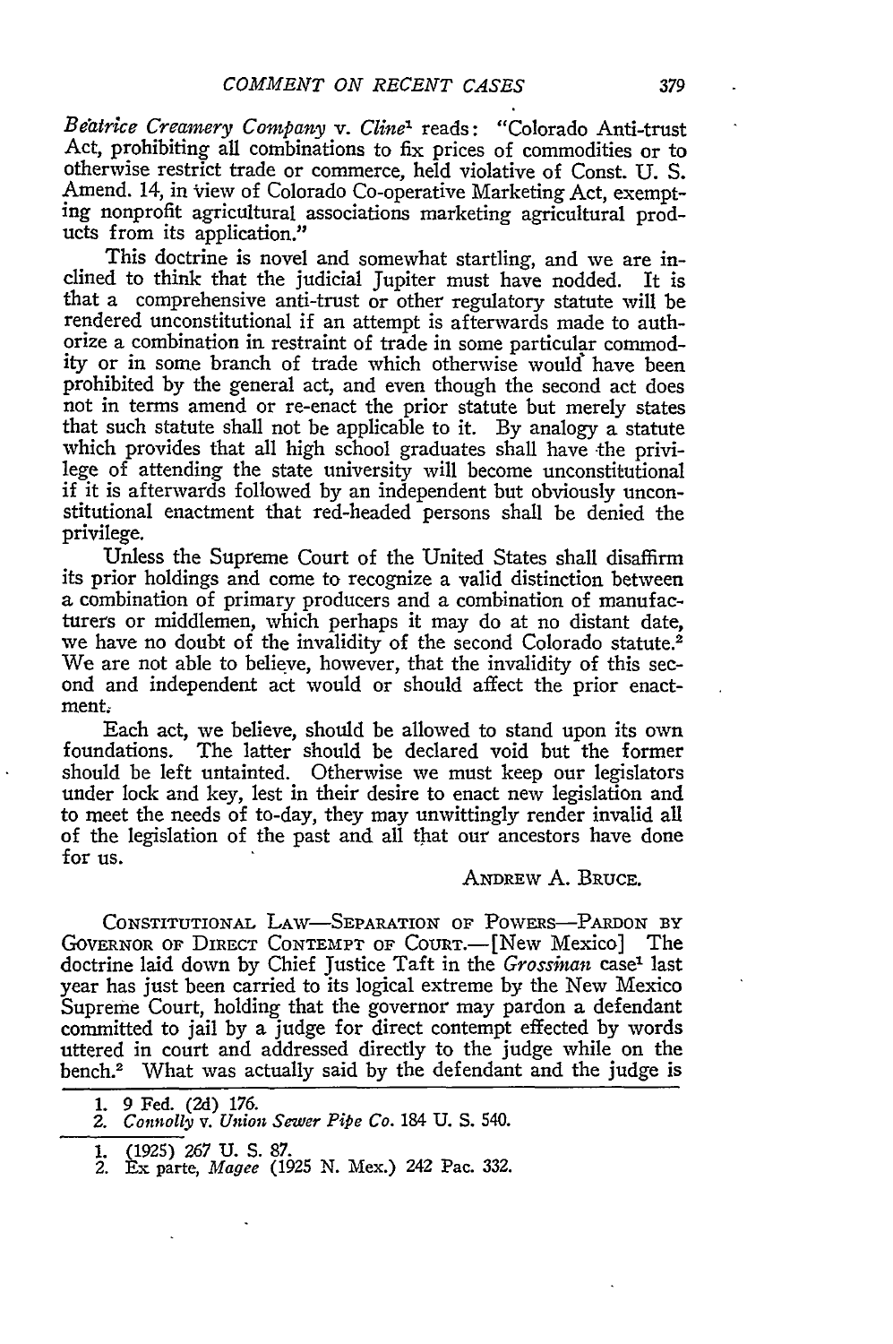*Beatrice Creamery Company* v. *Cline*[1] reads: "Colorado Anti-trust Act, prohibiting all combinations to fix prices of commodities or to otherwise restrict trade or commerce, held violative of Const. U. S. Amend. 14, in view of Colorado Co-operative Marketing Act, exempting nonprofit agricultural associations marketing agricultural products from its application."

This doctrine is novel and somewhat startling, and we are inclined to think that the judicial Jupiter must have nodded. It is that a comprehensive anti-trust or other regulatory statute will be rendered unconstitutional if an attempt is afterwards made to authorize a combination in restraint of trade in some particular commodity or in some branch of trade which otherwise would have been prohibited by the general act, and even though the second act does not in terms amend or re-enact the prior statute but merely states that such statute shall not be applicable to it. By analogy a statute which provides that all high school graduates shall have the privilege of attending the state university will become unconstitutional if it is afterwards followed by an independent but obviously unconstitutional enactment that red-headed persons shall be denied the privilege.

Unless the Supreme Court of the United States shall disaffirm its prior holdings and come to recognize a valid distinction between a combination of primary producers and a combination of manufacturers or middlemen, which perhaps it may do at no distant date, we have no doubt of the invalidity of the second Colorado statute.[2] We are not able to believe, however, that the invalidity of this second and independent act would or should affect the prior enactment.

Each act, we believe, should be allowed to stand upon its own foundations. The latter should be declared void but the former should be left untainted. Otherwise we must keep our legislators under lock and key, lest in their desire to enact new legislation and to meet the needs of to-day, they may unwittingly render invalid all of the legislation of the past and all that our ancestors have done for us.

ANDREW A. BRUCE.

1. 9 Fed. (2d) 176.
2. *Connolly* v. *Union Sewer Pipe Co.* 184 U. S. 540.

CONSTITUTIONAL LAW—SEPARATION OF POWERS—PARDON BY GOVERNOR OF DIRECT CONTEMPT OF COURT.—[New Mexico] The doctrine laid down by Chief Justice Taft in the *Grossman* case[1] last year has just been carried to its logical extreme by the New Mexico Supreme Court, holding that the governor may pardon a defendant committed to jail by a judge for direct contempt effected by words uttered in court and addressed directly to the judge while on the bench.[2] What was actually said by the defendant and the judge is

1. (1925) 267 U. S. 87.
2. Ex parte, *Magee* (1925 N. Mex.) 242 Pac. 332.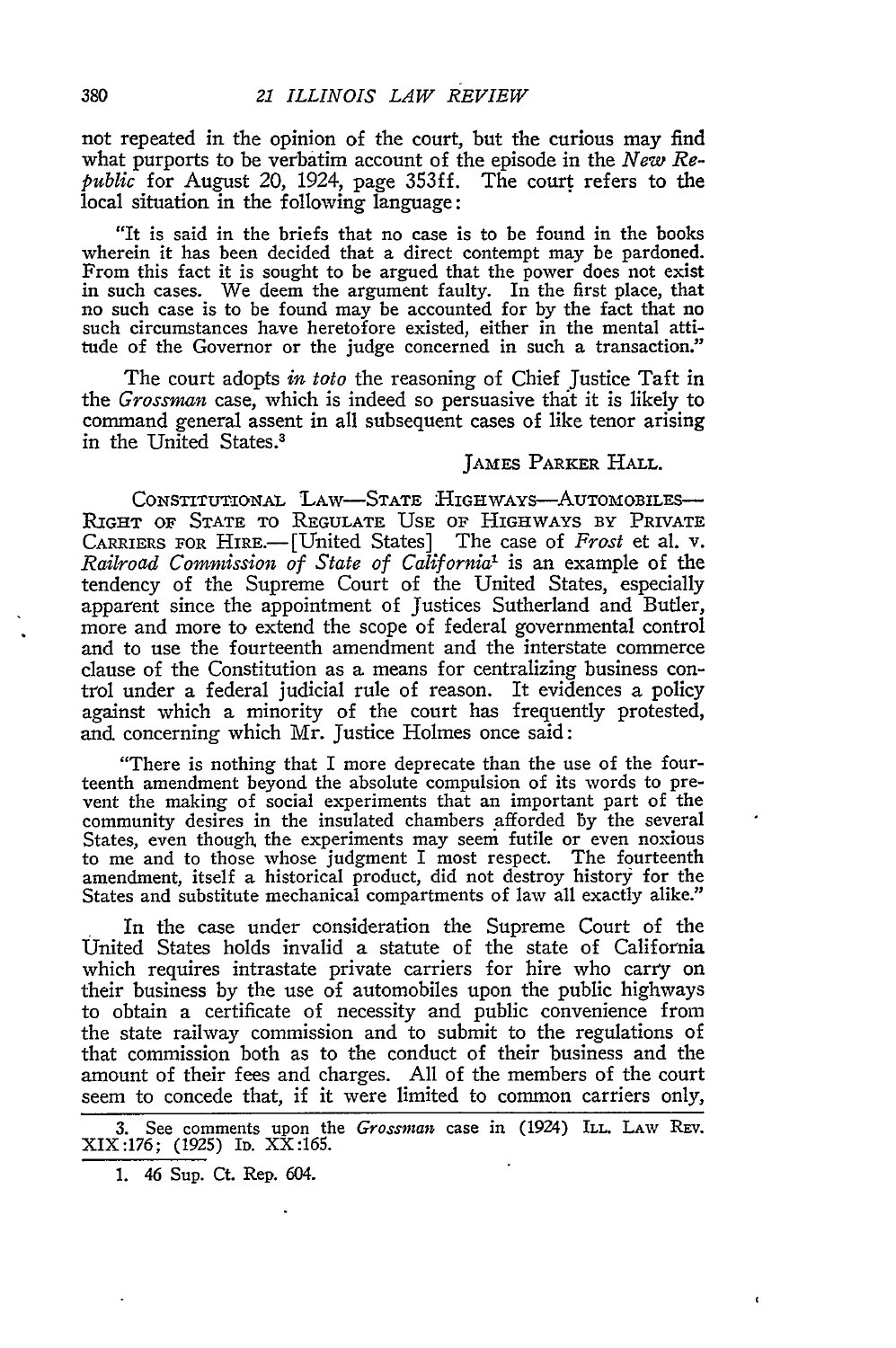not repeated in the opinion of the court, but the curious may find what purports to be verbatim account of the episode in the *New Republic* for August 20, 1924, page 353ff. The court refers to the local situation in the following language:

> "It is said in the briefs that no case is to be found in the books wherein it has been decided that a direct contempt may be pardoned. From this fact it is sought to be argued that the power does not exist in such cases. We deem the argument faulty. In the first place, that no such case is to be found may be accounted for by the fact that no such circumstances have heretofore existed, either in the mental attitude of the Governor or the judge concerned in such a transaction."

The court adopts *in toto* the reasoning of Chief Justice Taft in the *Grossman* case, which is indeed so persuasive that it is likely to command general assent in all subsequent cases of like tenor arising in the United States.[3]

JAMES PARKER HALL.

CONSTITUTIONAL LAW—STATE HIGHWAYS—AUTOMOBILES—RIGHT OF STATE TO REGULATE USE OF HIGHWAYS BY PRIVATE CARRIERS FOR HIRE.—[United States] The case of *Frost* et al. v. *Railroad Commission of State of California*[1] is an example of the tendency of the Supreme Court of the United States, especially apparent since the appointment of Justices Sutherland and Butler, more and more to extend the scope of federal governmental control and to use the fourteenth amendment and the interstate commerce clause of the Constitution as a means for centralizing business control under a federal judicial rule of reason. It evidences a policy against which a minority of the court has frequently protested, and concerning which Mr. Justice Holmes once said:

> "There is nothing that I more deprecate than the use of the fourteenth amendment beyond the absolute compulsion of its words to prevent the making of social experiments that an important part of the community desires in the insulated chambers afforded by the several States, even though the experiments may seem futile or even noxious to me and to those whose judgment I most respect. The fourteenth amendment, itself a historical product, did not destroy history for the States and substitute mechanical compartments of law all exactly alike."

In the case under consideration the Supreme Court of the United States holds invalid a statute of the state of California which requires intrastate private carriers for hire who carry on their business by the use of automobiles upon the public highways to obtain a certificate of necessity and public convenience from the state railway commission and to submit to the regulations of that commission both as to the conduct of their business and the amount of their fees and charges. All of the members of the court seem to concede that, if it were limited to common carriers only,

3. See comments upon the *Grossman* case in (1924) ILL. LAW REV. XIX:176; (1925) ID. XX:165.

1. 46 Sup. Ct. Rep. 604.